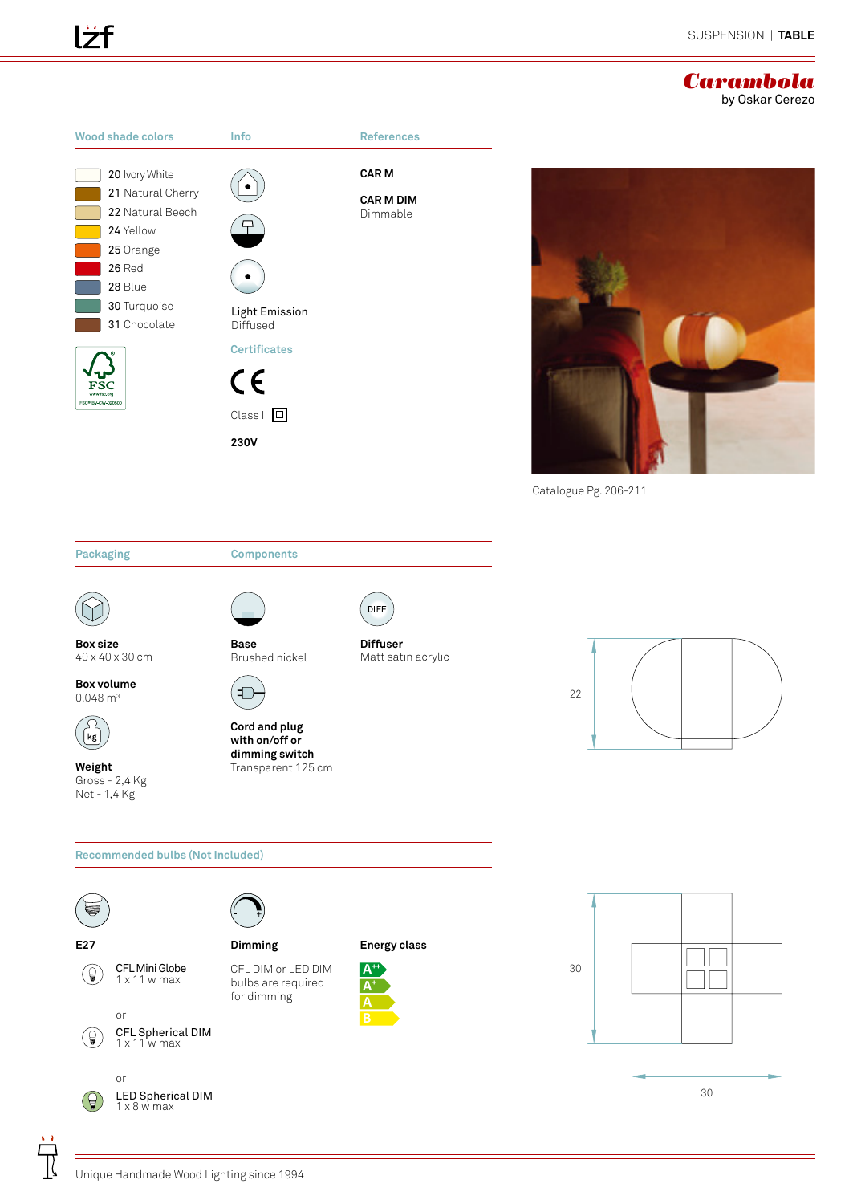SUSPENSION | **TABLE**

# Carambola

by Oskar Cerezo

## Wood shade colors

- 20 Ivory White
- 21 Natural Cherry
- 22 Natural Beech
- 24 Yellow
- 25 Orange
- 26 Red
- 28 Blue
- 30 Turquoise
- 31 Chocolate

FSC

## Info

Light Emission
Diffused

### Certificates

CE

Class II

**230V**

## References

**CAR M**

**CAR M DIM**
Dimmable

Catalogue Pg. 206-211

## Packaging

**Box size**
40 x 40 x 30 cm

**Box volume**
0,048 m³

**Weight**
Gross - 2,4 Kg
Net - 1,4 Kg

## Components

**Base**
Brushed nickel

**Cord and plug with on/off or dimming switch**
Transparent 125 cm

**Diffuser**
Matt satin acrylic

22

30

30

## Recommended bulbs (Not Included)

**E27**

CFL Mini Globe
1 x 11 w max

or

CFL Spherical DIM
1 x 11 w max

or

LED Spherical DIM
1 x 8 w max

**Dimming**

CFL DIM or LED DIM bulbs are required for dimming

**Energy class**

A++
A+
A
B

Unique Handmade Wood Lighting since 1994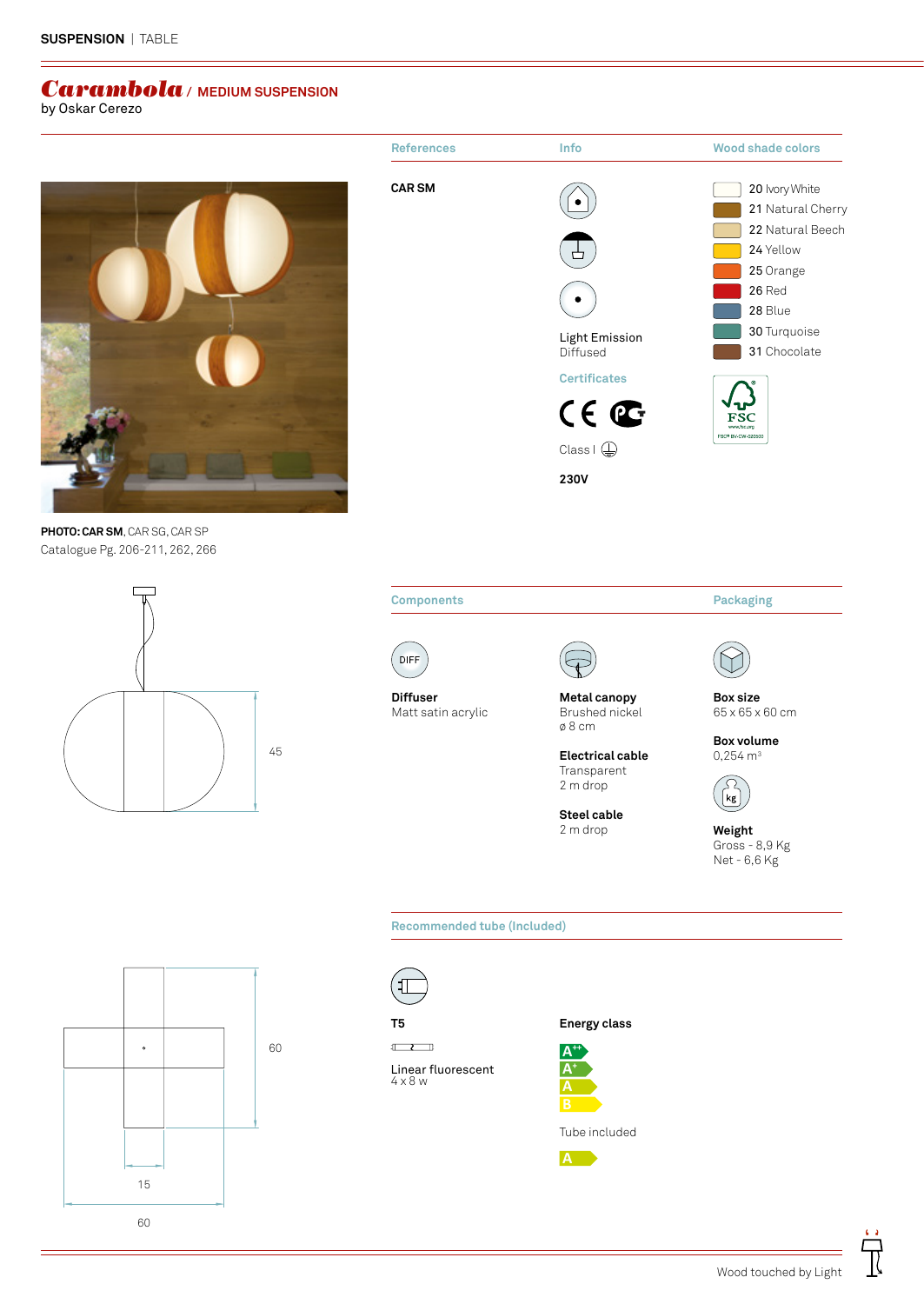SUSPENSION | TABLE

# Carambola / MEDIUM SUSPENSION

by Oskar Cerezo

| References | Info | Wood shade colors |
|---|---|---|
| CAR SM | Light Emission Diffused | 20 Ivory White |
| | | 21 Natural Cherry |
| | | 22 Natural Beech |
| | | 24 Yellow |
| | | 25 Orange |
| | | 26 Red |
| | | 28 Blue |
| | | 30 Turquoise |
| | | 31 Chocolate |

**Certificates**

Class I

**230V**

**PHOTO: CAR SM**, CAR SG, CAR SP
Catalogue Pg. 206-211, 262, 266

45

60

15

60

## Components

**Diffuser**
Matt satin acrylic

**Metal canopy**
Brushed nickel
ø 8 cm

**Electrical cable**
Transparent
2 m drop

**Steel cable**
2 m drop

## Packaging

**Box size**
65 x 65 x 60 cm

**Box volume**
0,254 m³

**Weight**
Gross - 8,9 Kg
Net - 6,6 Kg

## Recommended tube (Included)

**T5**

Linear fluorescent
4 x 8 w

**Energy class**

A++
A+
A
B

Tube included

A

Wood touched by Light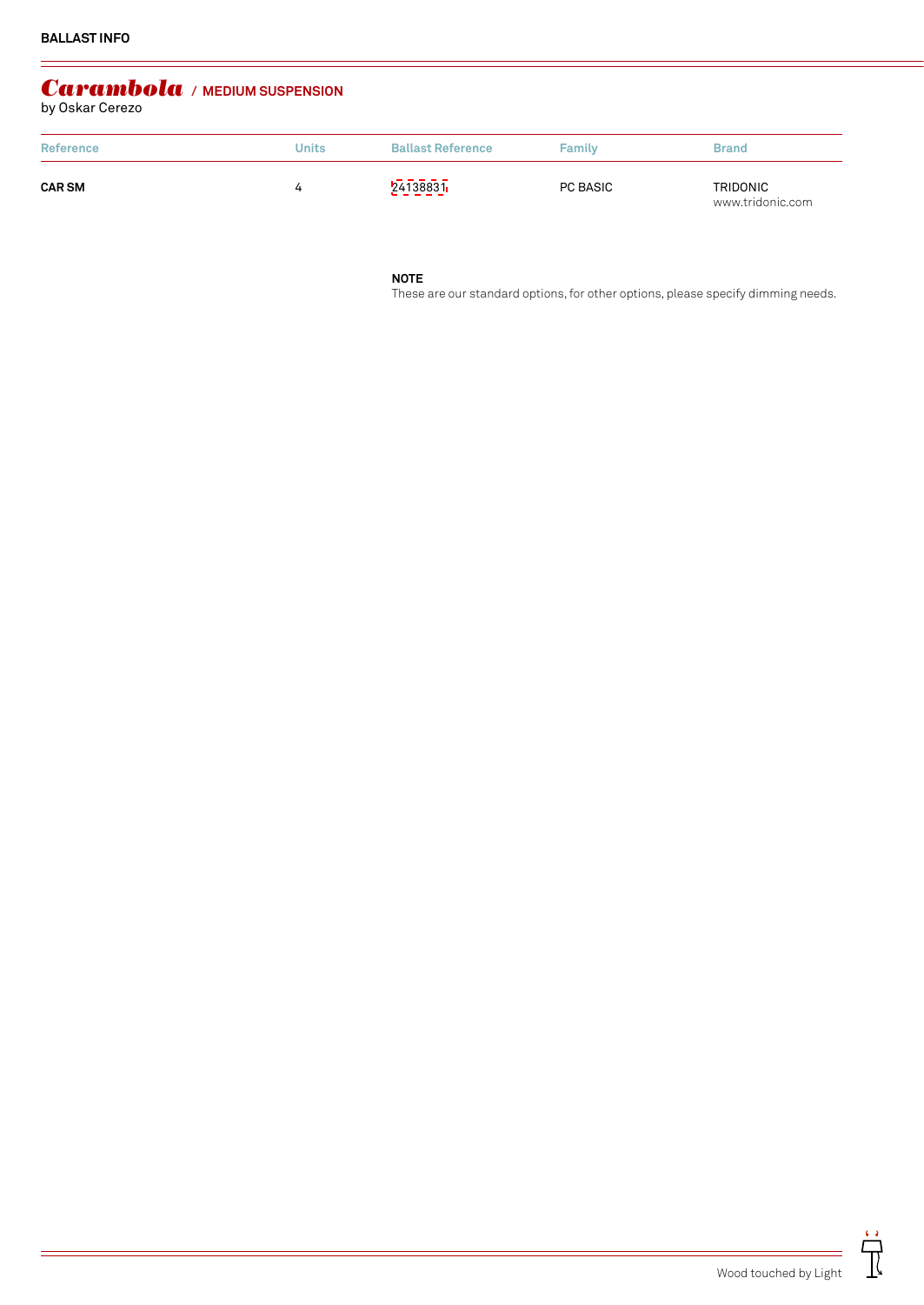BALLAST INFO

# *Carambola* / MEDIUM SUSPENSION

by Oskar Cerezo

| Reference | Units | Ballast Reference | Family | Brand |
| --- | --- | --- | --- | --- |
| **CAR SM** | 4 | 24138831 | PC BASIC | TRIDONIC www.tridonic.com |

**NOTE**
These are our standard options, for other options, please specify dimming needs.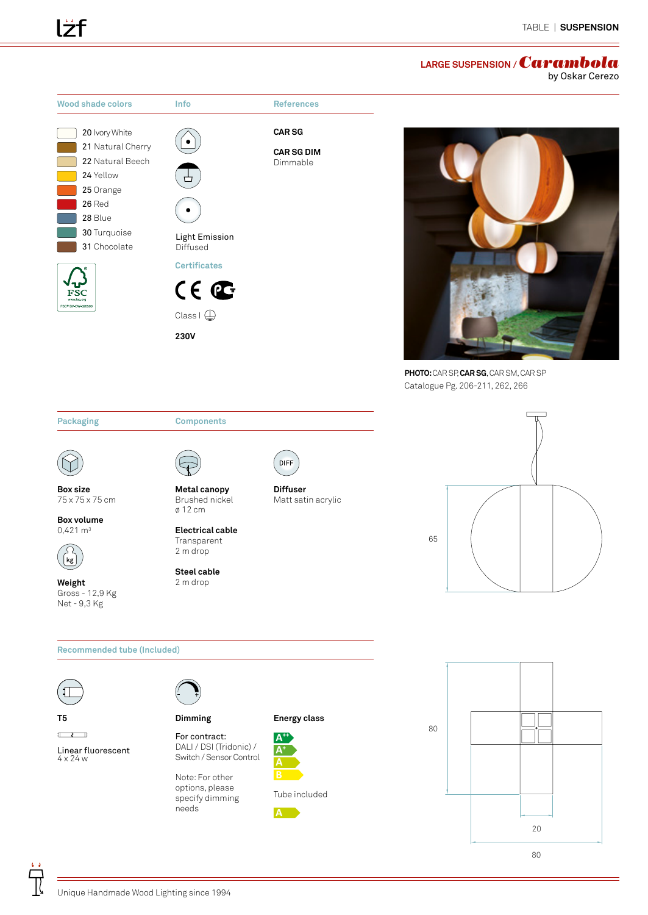TABLE | **SUSPENSION**

## LARGE SUSPENSION / *Carambola*
by Oskar Cerezo

### Wood shade colors

- 20 Ivory White
- 21 Natural Cherry
- 22 Natural Beech
- 24 Yellow
- 25 Orange
- 26 Red
- 28 Blue
- 30 Turquoise
- 31 Chocolate

FSC

### Info

Light Emission
Diffused

### Certificates

CE

Class I

**230V**

### References

**CAR SG**

**CAR SG DIM**
Dimmable

**PHOTO:** CAR SP, **CAR SG**, CAR SM, CAR SP
Catalogue Pg. 206-211, 262, 266

### Packaging

**Box size**
75 x 75 x 75 cm

**Box volume**
0,421 m³

**Weight**
Gross - 12,9 Kg
Net - 9,3 Kg

### Components

**Metal canopy**
Brushed nickel
ø 12 cm

**Electrical cable**
Transparent
2 m drop

**Steel cable**
2 m drop

**Diffuser**
Matt satin acrylic

65

80

20

80

### Recommended tube (Included)

**T5**

Linear fluorescent
4 x 24 w

**Dimming**

For contract:
DALI / DSI (Tridonic) / Switch / Sensor Control

Note: For other options, please specify dimming needs

**Energy class**

A++
A+
A
B

Tube included

A

Unique Handmade Wood Lighting since 1994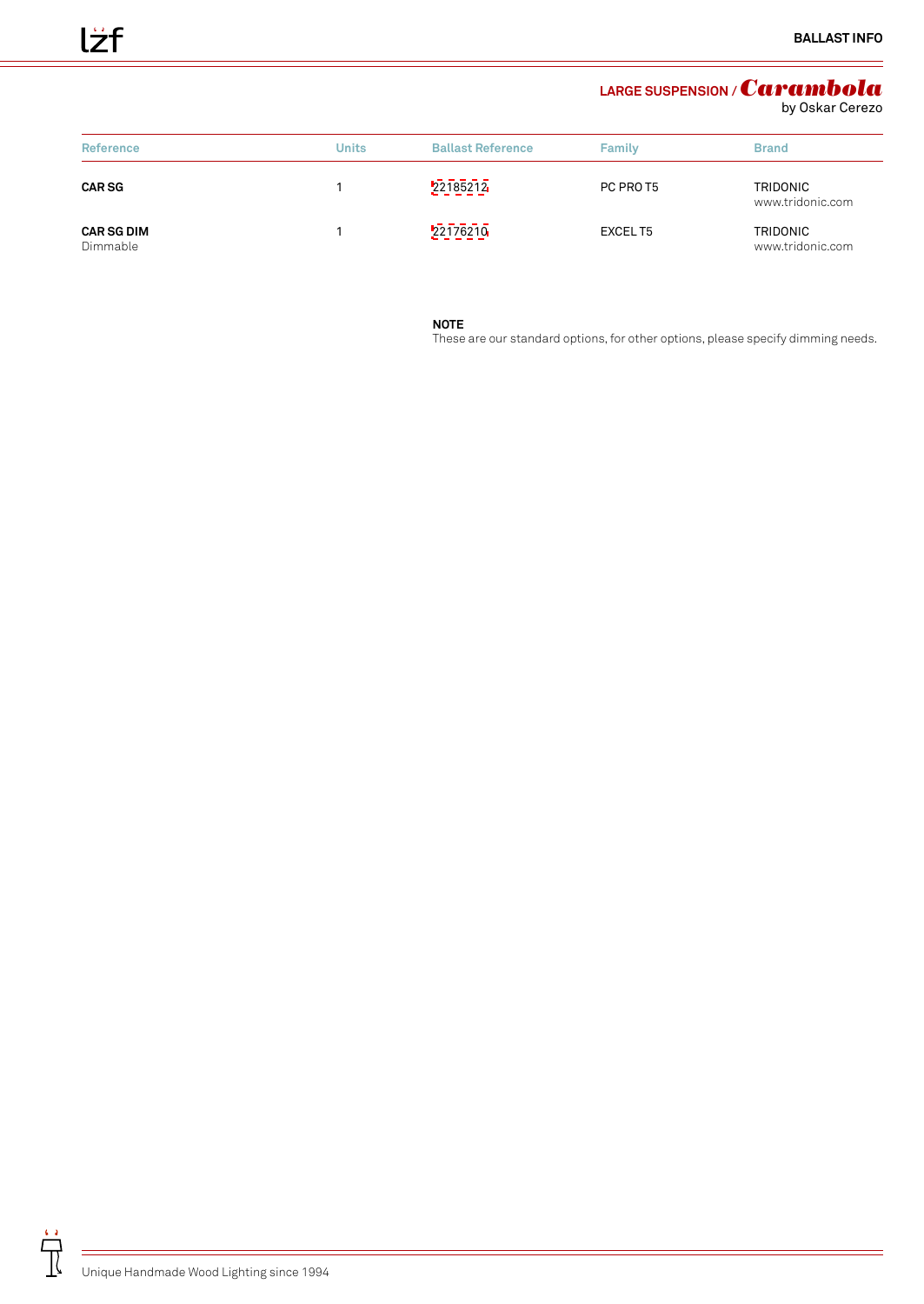# LARGE SUSPENSION / *Carambola*

by Oskar Cerezo

| Reference | Units | Ballast Reference | Family | Brand |
|---|---|---|---|---|
| **CAR SG** | 1 | 22185212 | PC PRO T5 | TRIDONIC www.tridonic.com |
| **CAR SG DIM** Dimmable | 1 | 22176210 | EXCEL T5 | TRIDONIC www.tridonic.com |

**NOTE**
These are our standard options, for other options, please specify dimming needs.